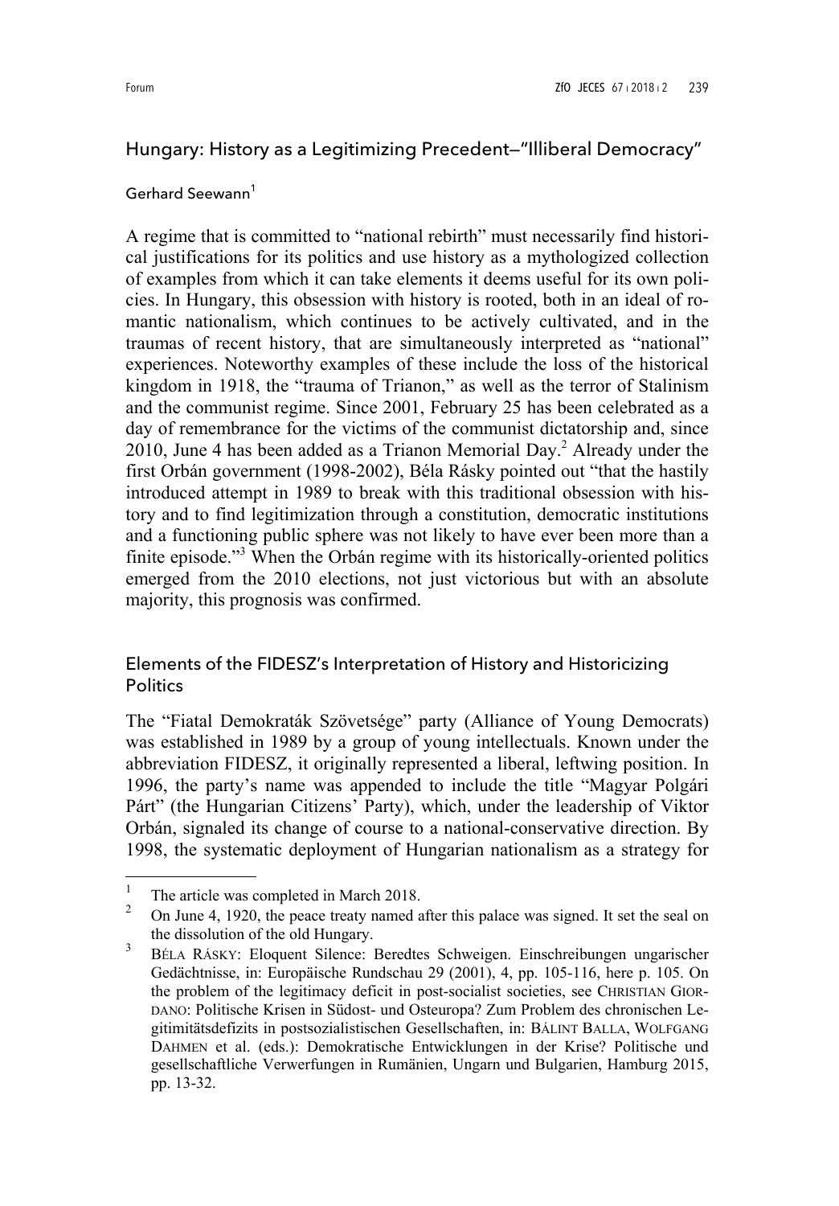# Hungary: History as a Legitimizing Precedent—"Illiberal Democracy"

Gerhard Seewann[1]

A regime that is committed to "national rebirth" must necessarily find historical justifications for its politics and use history as a mythologized collection of examples from which it can take elements it deems useful for its own policies. In Hungary, this obsession with history is rooted, both in an ideal of romantic nationalism, which continues to be actively cultivated, and in the traumas of recent history, that are simultaneously interpreted as "national" experiences. Noteworthy examples of these include the loss of the historical kingdom in 1918, the "trauma of Trianon," as well as the terror of Stalinism and the communist regime. Since 2001, February 25 has been celebrated as a day of remembrance for the victims of the communist dictatorship and, since 2010, June 4 has been added as a Trianon Memorial Day.[2] Already under the first Orbán government (1998-2002), Béla Rásky pointed out "that the hastily introduced attempt in 1989 to break with this traditional obsession with history and to find legitimization through a constitution, democratic institutions and a functioning public sphere was not likely to have ever been more than a finite episode."[3] When the Orbán regime with its historically-oriented politics emerged from the 2010 elections, not just victorious but with an absolute majority, this prognosis was confirmed.

## Elements of the FIDESZ's Interpretation of History and Historicizing Politics

The "Fiatal Demokraták Szövetsége" party (Alliance of Young Democrats) was established in 1989 by a group of young intellectuals. Known under the abbreviation FIDESZ, it originally represented a liberal, leftwing position. In 1996, the party's name was appended to include the title "Magyar Polgári Párt" (the Hungarian Citizens' Party), which, under the leadership of Viktor Orbán, signaled its change of course to a national-conservative direction. By 1998, the systematic deployment of Hungarian nationalism as a strategy for

---

1 The article was completed in March 2018.

2 On June 4, 1920, the peace treaty named after this palace was signed. It set the seal on the dissolution of the old Hungary.

3 BÉLA RÁSKY: Eloquent Silence: Beredtes Schweigen. Einschreibungen ungarischer Gedächtnisse, in: Europäische Rundschau 29 (2001), 4, pp. 105-116, here p. 105. On the problem of the legitimacy deficit in post-socialist societies, see CHRISTIAN GIORDANO: Politische Krisen in Südost- und Osteuropa? Zum Problem des chronischen Legitimitätsdefizits in postsozialistischen Gesellschaften, in: BÁLINT BALLA, WOLFGANG DAHMEN et al. (eds.): Demokratische Entwicklungen in der Krise? Politische und gesellschaftliche Verwerfungen in Rumänien, Ungarn und Bulgarien, Hamburg 2015, pp. 13-32.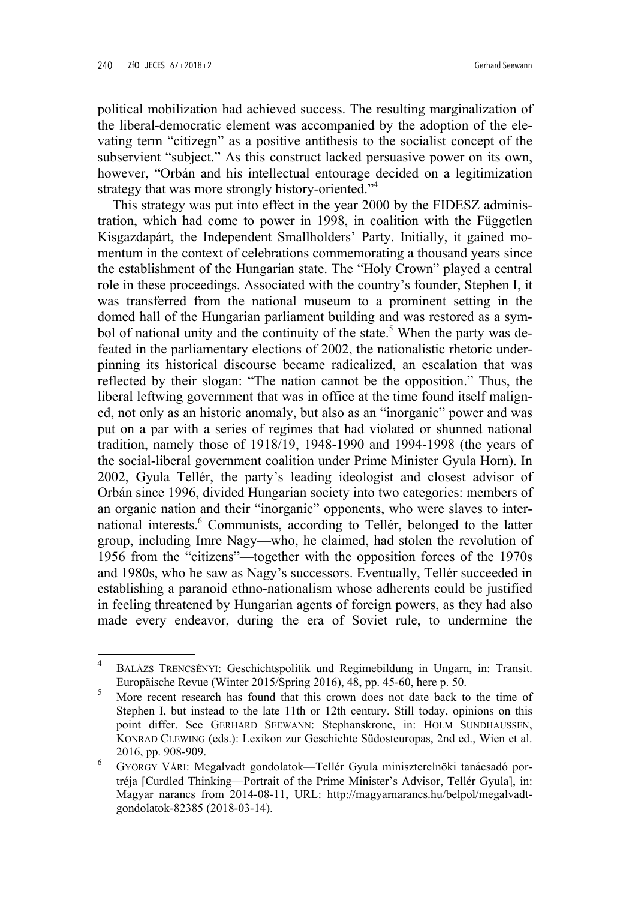political mobilization had achieved success. The resulting marginalization of the liberal-democratic element was accompanied by the adoption of the elevating term "citizegn" as a positive antithesis to the socialist concept of the subservient "subject." As this construct lacked persuasive power on its own, however, "Orbán and his intellectual entourage decided on a legitimization strategy that was more strongly history-oriented."[4]

This strategy was put into effect in the year 2000 by the FIDESZ administration, which had come to power in 1998, in coalition with the Független Kisgazdapárt, the Independent Smallholders' Party. Initially, it gained momentum in the context of celebrations commemorating a thousand years since the establishment of the Hungarian state. The "Holy Crown" played a central role in these proceedings. Associated with the country's founder, Stephen I, it was transferred from the national museum to a prominent setting in the domed hall of the Hungarian parliament building and was restored as a symbol of national unity and the continuity of the state.[5] When the party was defeated in the parliamentary elections of 2002, the nationalistic rhetoric underpinning its historical discourse became radicalized, an escalation that was reflected by their slogan: "The nation cannot be the opposition." Thus, the liberal leftwing government that was in office at the time found itself maligned, not only as an historic anomaly, but also as an "inorganic" power and was put on a par with a series of regimes that had violated or shunned national tradition, namely those of 1918/19, 1948-1990 and 1994-1998 (the years of the social-liberal government coalition under Prime Minister Gyula Horn). In 2002, Gyula Tellér, the party's leading ideologist and closest advisor of Orbán since 1996, divided Hungarian society into two categories: members of an organic nation and their "inorganic" opponents, who were slaves to international interests.[6] Communists, according to Tellér, belonged to the latter group, including Imre Nagy—who, he claimed, had stolen the revolution of 1956 from the "citizens"—together with the opposition forces of the 1970s and 1980s, who he saw as Nagy's successors. Eventually, Tellér succeeded in establishing a paranoid ethno-nationalism whose adherents could be justified in feeling threatened by Hungarian agents of foreign powers, as they had also made every endeavor, during the era of Soviet rule, to undermine the

---

[4] BALÁZS TRENCSÉNYI: Geschichtspolitik und Regimebildung in Ungarn, in: Transit. Europäische Revue (Winter 2015/Spring 2016), 48, pp. 45-60, here p. 50.

[5] More recent research has found that this crown does not date back to the time of Stephen I, but instead to the late 11th or 12th century. Still today, opinions on this point differ. See GERHARD SEEWANN: Stephanskrone, in: HOLM SUNDHAUSSEN, KONRAD CLEWING (eds.): Lexikon zur Geschichte Südosteuropas, 2nd ed., Wien et al. 2016, pp. 908-909.

[6] GYÖRGY VÁRI: Megalvadt gondolatok—Tellér Gyula miniszterelnöki tanácsadó portréja [Curdled Thinking—Portrait of the Prime Minister's Advisor, Tellér Gyula], in: Magyar narancs from 2014-08-11, URL: http://magyarnarancs.hu/belpol/megalvadt-gondolatok-82385 (2018-03-14).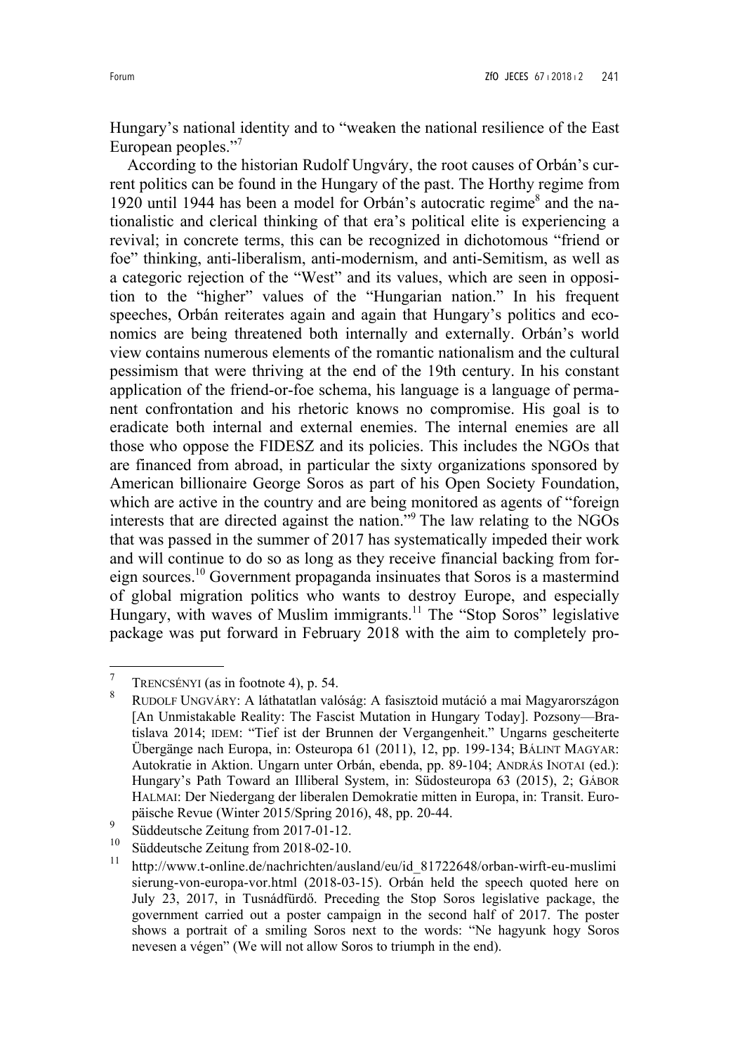Hungary's national identity and to "weaken the national resilience of the East European peoples."[7]

According to the historian Rudolf Ungváry, the root causes of Orbán's current politics can be found in the Hungary of the past. The Horthy regime from 1920 until 1944 has been a model for Orbán's autocratic regime[8] and the nationalistic and clerical thinking of that era's political elite is experiencing a revival; in concrete terms, this can be recognized in dichotomous "friend or foe" thinking, anti-liberalism, anti-modernism, and anti-Semitism, as well as a categoric rejection of the "West" and its values, which are seen in opposition to the "higher" values of the "Hungarian nation." In his frequent speeches, Orbán reiterates again and again that Hungary's politics and economics are being threatened both internally and externally. Orbán's world view contains numerous elements of the romantic nationalism and the cultural pessimism that were thriving at the end of the 19th century. In his constant application of the friend-or-foe schema, his language is a language of permanent confrontation and his rhetoric knows no compromise. His goal is to eradicate both internal and external enemies. The internal enemies are all those who oppose the FIDESZ and its policies. This includes the NGOs that are financed from abroad, in particular the sixty organizations sponsored by American billionaire George Soros as part of his Open Society Foundation, which are active in the country and are being monitored as agents of "foreign interests that are directed against the nation."[9] The law relating to the NGOs that was passed in the summer of 2017 has systematically impeded their work and will continue to do so as long as they receive financial backing from foreign sources.[10] Government propaganda insinuates that Soros is a mastermind of global migration politics who wants to destroy Europe, and especially Hungary, with waves of Muslim immigrants.[11] The "Stop Soros" legislative package was put forward in February 2018 with the aim to completely pro-

---

[7] TRENCSÉNYI (as in footnote 4), p. 54.

[8] RUDOLF UNGVÁRY: A láthatatlan valóság: A fasisztoid mutáció a mai Magyarországon [An Unmistakable Reality: The Fascist Mutation in Hungary Today]. Pozsony—Bratislava 2014; IDEM: "Tief ist der Brunnen der Vergangenheit." Ungarns gescheiterte Übergänge nach Europa, in: Osteuropa 61 (2011), 12, pp. 199-134; BÁLINT MAGYAR: Autokratie in Aktion. Ungarn unter Orbán, ebenda, pp. 89-104; ANDRÁS INOTAI (ed.): Hungary's Path Toward an Illiberal System, in: Südosteuropa 63 (2015), 2; GÁBOR HALMAI: Der Niedergang der liberalen Demokratie mitten in Europa, in: Transit. Europäische Revue (Winter 2015/Spring 2016), 48, pp. 20-44.

[9] Süddeutsche Zeitung from 2017-01-12.

[10] Süddeutsche Zeitung from 2018-02-10.

[11] http://www.t-online.de/nachrichten/ausland/eu/id_81722648/orban-wirft-eu-muslimisierung-von-europa-vor.html (2018-03-15). Orbán held the speech quoted here on July 23, 2017, in Tusnádfürdő. Preceding the Stop Soros legislative package, the government carried out a poster campaign in the second half of 2017. The poster shows a portrait of a smiling Soros next to the words: "Ne hagyunk hogy Soros nevesen a végen" (We will not allow Soros to triumph in the end).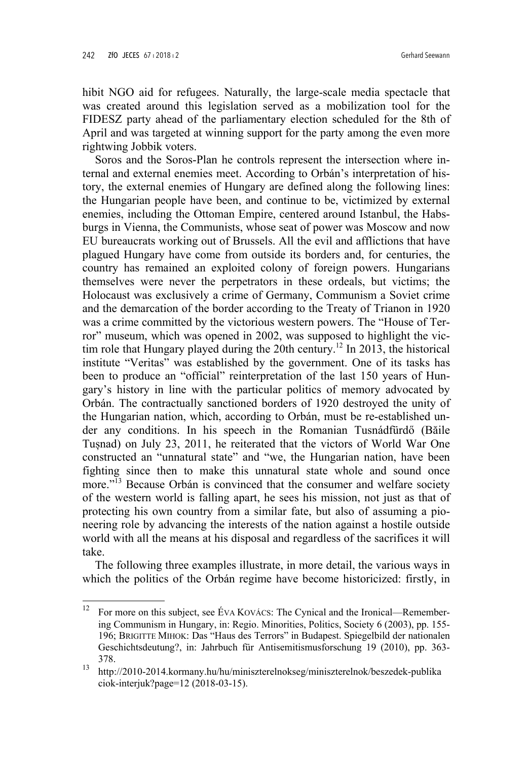hibit NGO aid for refugees. Naturally, the large-scale media spectacle that was created around this legislation served as a mobilization tool for the FIDESZ party ahead of the parliamentary election scheduled for the 8th of April and was targeted at winning support for the party among the even more rightwing Jobbik voters.

Soros and the Soros-Plan he controls represent the intersection where internal and external enemies meet. According to Orbán's interpretation of history, the external enemies of Hungary are defined along the following lines: the Hungarian people have been, and continue to be, victimized by external enemies, including the Ottoman Empire, centered around Istanbul, the Habsburgs in Vienna, the Communists, whose seat of power was Moscow and now EU bureaucrats working out of Brussels. All the evil and afflictions that have plagued Hungary have come from outside its borders and, for centuries, the country has remained an exploited colony of foreign powers. Hungarians themselves were never the perpetrators in these ordeals, but victims; the Holocaust was exclusively a crime of Germany, Communism a Soviet crime and the demarcation of the border according to the Treaty of Trianon in 1920 was a crime committed by the victorious western powers. The "House of Terror" museum, which was opened in 2002, was supposed to highlight the victim role that Hungary played during the 20th century.[12] In 2013, the historical institute "Veritas" was established by the government. One of its tasks has been to produce an "official" reinterpretation of the last 150 years of Hungary's history in line with the particular politics of memory advocated by Orbán. The contractually sanctioned borders of 1920 destroyed the unity of the Hungarian nation, which, according to Orbán, must be re-established under any conditions. In his speech in the Romanian Tusnádfürdő (Băile Tușnad) on July 23, 2011, he reiterated that the victors of World War One constructed an "unnatural state" and "we, the Hungarian nation, have been fighting since then to make this unnatural state whole and sound once more."[13] Because Orbán is convinced that the consumer and welfare society of the western world is falling apart, he sees his mission, not just as that of protecting his own country from a similar fate, but also of assuming a pioneering role by advancing the interests of the nation against a hostile outside world with all the means at his disposal and regardless of the sacrifices it will take.

The following three examples illustrate, in more detail, the various ways in which the politics of the Orbán regime have become historicized: firstly, in

---

[12] For more on this subject, see ÉVA KOVÁCS: The Cynical and the Ironical—Remembering Communism in Hungary, in: Regio. Minorities, Politics, Society 6 (2003), pp. 155-196; BRIGITTE MIHOK: Das "Haus des Terrors" in Budapest. Spiegelbild der nationalen Geschichtsdeutung?, in: Jahrbuch für Antisemitismusforschung 19 (2010), pp. 363-378.

[13] http://2010-2014.kormany.hu/hu/miniszterelnokseg/miniszterelnok/beszedek-publikaciok-interjuk?page=12 (2018-03-15).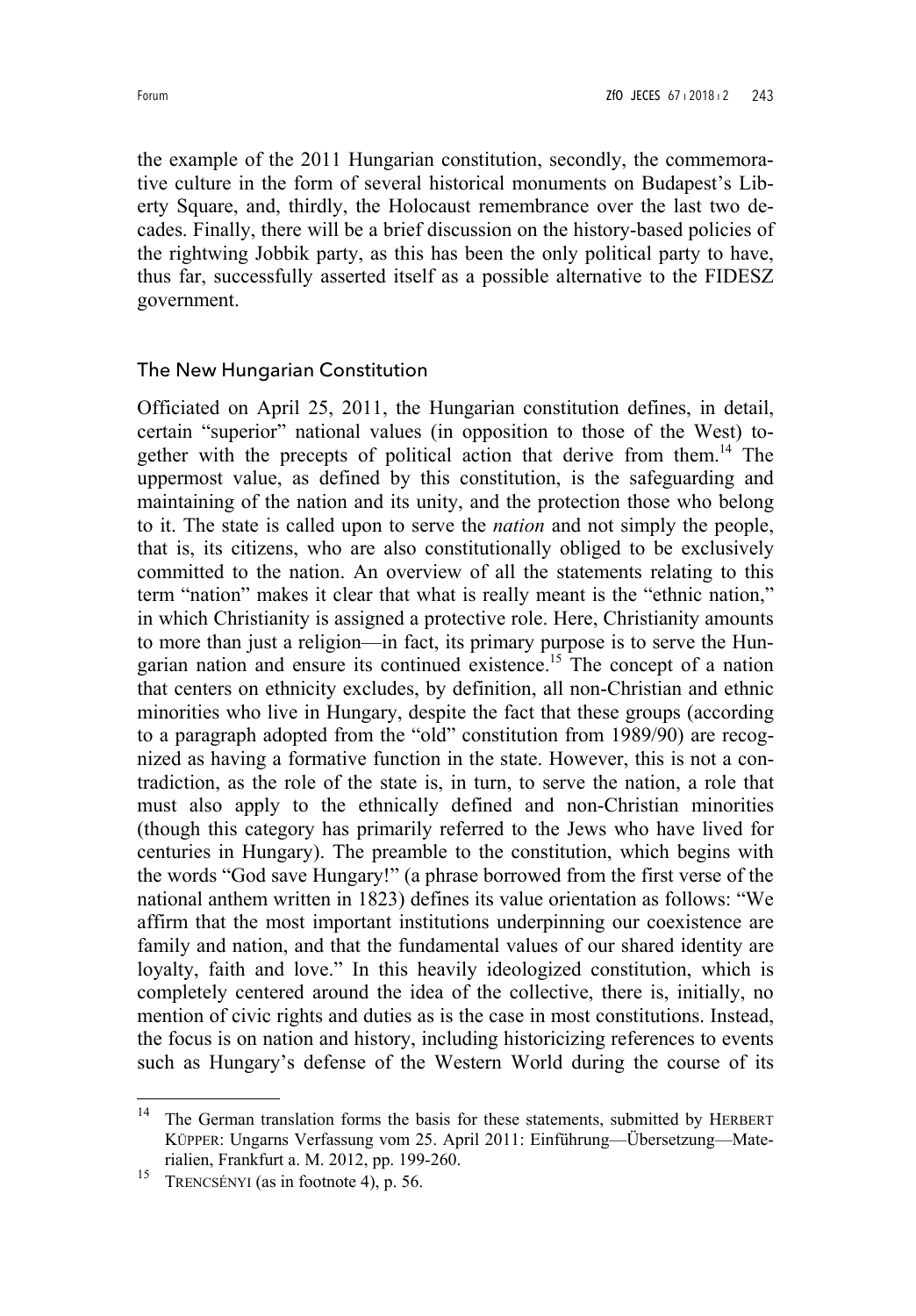the example of the 2011 Hungarian constitution, secondly, the commemorative culture in the form of several historical monuments on Budapest's Liberty Square, and, thirdly, the Holocaust remembrance over the last two decades. Finally, there will be a brief discussion on the history-based policies of the rightwing Jobbik party, as this has been the only political party to have, thus far, successfully asserted itself as a possible alternative to the FIDESZ government.

## The New Hungarian Constitution

Officiated on April 25, 2011, the Hungarian constitution defines, in detail, certain "superior" national values (in opposition to those of the West) together with the precepts of political action that derive from them.[14] The uppermost value, as defined by this constitution, is the safeguarding and maintaining of the nation and its unity, and the protection those who belong to it. The state is called upon to serve the *nation* and not simply the people, that is, its citizens, who are also constitutionally obliged to be exclusively committed to the nation. An overview of all the statements relating to this term "nation" makes it clear that what is really meant is the "ethnic nation," in which Christianity is assigned a protective role. Here, Christianity amounts to more than just a religion—in fact, its primary purpose is to serve the Hungarian nation and ensure its continued existence.[15] The concept of a nation that centers on ethnicity excludes, by definition, all non-Christian and ethnic minorities who live in Hungary, despite the fact that these groups (according to a paragraph adopted from the "old" constitution from 1989/90) are recognized as having a formative function in the state. However, this is not a contradiction, as the role of the state is, in turn, to serve the nation, a role that must also apply to the ethnically defined and non-Christian minorities (though this category has primarily referred to the Jews who have lived for centuries in Hungary). The preamble to the constitution, which begins with the words "God save Hungary!" (a phrase borrowed from the first verse of the national anthem written in 1823) defines its value orientation as follows: "We affirm that the most important institutions underpinning our coexistence are family and nation, and that the fundamental values of our shared identity are loyalty, faith and love." In this heavily ideologized constitution, which is completely centered around the idea of the collective, there is, initially, no mention of civic rights and duties as is the case in most constitutions. Instead, the focus is on nation and history, including historicizing references to events such as Hungary's defense of the Western World during the course of its

---

[14] The German translation forms the basis for these statements, submitted by HERBERT KÜPPER: Ungarns Verfassung vom 25. April 2011: Einführung—Übersetzung—Materialien, Frankfurt a. M. 2012, pp. 199-260.

[15] TRENCSÉNYI (as in footnote 4), p. 56.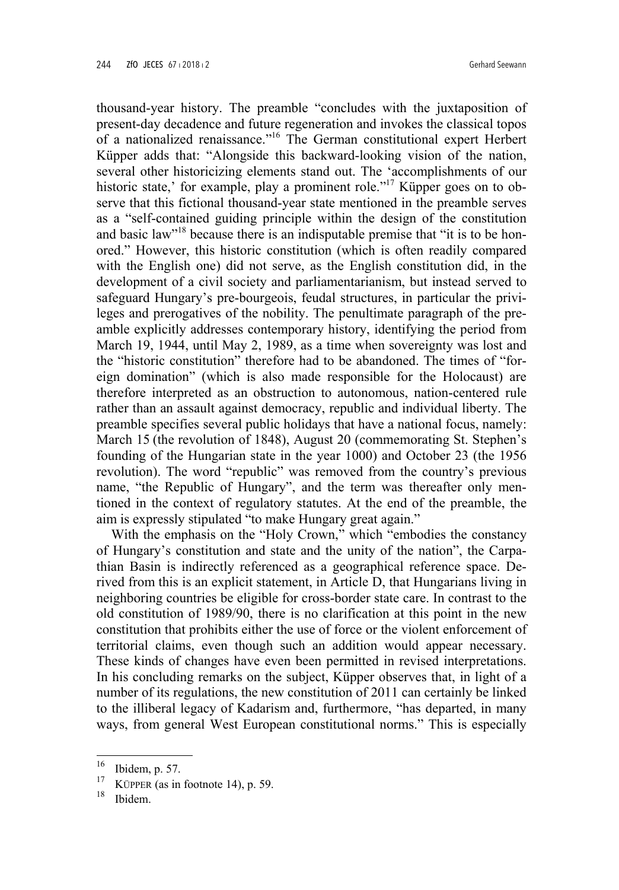thousand-year history. The preamble "concludes with the juxtaposition of present-day decadence and future regeneration and invokes the classical topos of a nationalized renaissance."[16] The German constitutional expert Herbert Küpper adds that: "Alongside this backward-looking vision of the nation, several other historicizing elements stand out. The 'accomplishments of our historic state,' for example, play a prominent role."[17] Küpper goes on to observe that this fictional thousand-year state mentioned in the preamble serves as a "self-contained guiding principle within the design of the constitution and basic law"[18] because there is an indisputable premise that "it is to be honored." However, this historic constitution (which is often readily compared with the English one) did not serve, as the English constitution did, in the development of a civil society and parliamentarianism, but instead served to safeguard Hungary's pre-bourgeois, feudal structures, in particular the privileges and prerogatives of the nobility. The penultimate paragraph of the preamble explicitly addresses contemporary history, identifying the period from March 19, 1944, until May 2, 1989, as a time when sovereignty was lost and the "historic constitution" therefore had to be abandoned. The times of "foreign domination" (which is also made responsible for the Holocaust) are therefore interpreted as an obstruction to autonomous, nation-centered rule rather than an assault against democracy, republic and individual liberty. The preamble specifies several public holidays that have a national focus, namely: March 15 (the revolution of 1848), August 20 (commemorating St. Stephen's founding of the Hungarian state in the year 1000) and October 23 (the 1956 revolution). The word "republic" was removed from the country's previous name, "the Republic of Hungary", and the term was thereafter only mentioned in the context of regulatory statutes. At the end of the preamble, the aim is expressly stipulated "to make Hungary great again."

With the emphasis on the "Holy Crown," which "embodies the constancy of Hungary's constitution and state and the unity of the nation", the Carpathian Basin is indirectly referenced as a geographical reference space. Derived from this is an explicit statement, in Article D, that Hungarians living in neighboring countries be eligible for cross-border state care. In contrast to the old constitution of 1989/90, there is no clarification at this point in the new constitution that prohibits either the use of force or the violent enforcement of territorial claims, even though such an addition would appear necessary. These kinds of changes have even been permitted in revised interpretations. In his concluding remarks on the subject, Küpper observes that, in light of a number of its regulations, the new constitution of 2011 can certainly be linked to the illiberal legacy of Kadarism and, furthermore, "has departed, in many ways, from general West European constitutional norms." This is especially

---

[16] Ibidem, p. 57.

[17] KÜPPER (as in footnote 14), p. 59.

[18] Ibidem.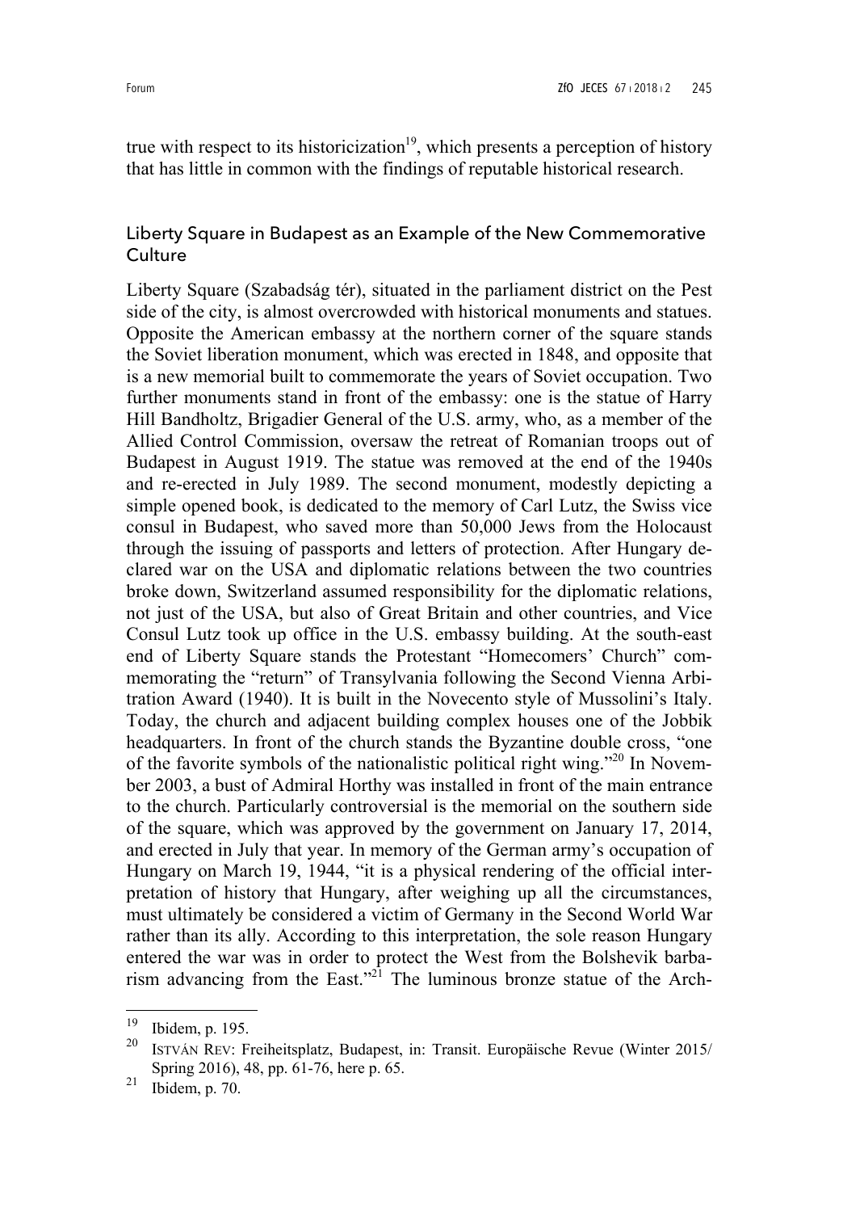true with respect to its historicization[19], which presents a perception of history that has little in common with the findings of reputable historical research.

## Liberty Square in Budapest as an Example of the New Commemorative Culture

Liberty Square (Szabadság tér), situated in the parliament district on the Pest side of the city, is almost overcrowded with historical monuments and statues. Opposite the American embassy at the northern corner of the square stands the Soviet liberation monument, which was erected in 1848, and opposite that is a new memorial built to commemorate the years of Soviet occupation. Two further monuments stand in front of the embassy: one is the statue of Harry Hill Bandholtz, Brigadier General of the U.S. army, who, as a member of the Allied Control Commission, oversaw the retreat of Romanian troops out of Budapest in August 1919. The statue was removed at the end of the 1940s and re-erected in July 1989. The second monument, modestly depicting a simple opened book, is dedicated to the memory of Carl Lutz, the Swiss vice consul in Budapest, who saved more than 50,000 Jews from the Holocaust through the issuing of passports and letters of protection. After Hungary declared war on the USA and diplomatic relations between the two countries broke down, Switzerland assumed responsibility for the diplomatic relations, not just of the USA, but also of Great Britain and other countries, and Vice Consul Lutz took up office in the U.S. embassy building. At the south-east end of Liberty Square stands the Protestant "Homecomers' Church" commemorating the "return" of Transylvania following the Second Vienna Arbitration Award (1940). It is built in the Novecento style of Mussolini's Italy. Today, the church and adjacent building complex houses one of the Jobbik headquarters. In front of the church stands the Byzantine double cross, "one of the favorite symbols of the nationalistic political right wing."[20] In November 2003, a bust of Admiral Horthy was installed in front of the main entrance to the church. Particularly controversial is the memorial on the southern side of the square, which was approved by the government on January 17, 2014, and erected in July that year. In memory of the German army's occupation of Hungary on March 19, 1944, "it is a physical rendering of the official interpretation of history that Hungary, after weighing up all the circumstances, must ultimately be considered a victim of Germany in the Second World War rather than its ally. According to this interpretation, the sole reason Hungary entered the war was in order to protect the West from the Bolshevik barbarism advancing from the East."[21] The luminous bronze statue of the Arch-

---

[19] Ibidem, p. 195.

[20] ISTVÁN REV: Freiheitsplatz, Budapest, in: Transit. Europäische Revue (Winter 2015/Spring 2016), 48, pp. 61-76, here p. 65.

[21] Ibidem, p. 70.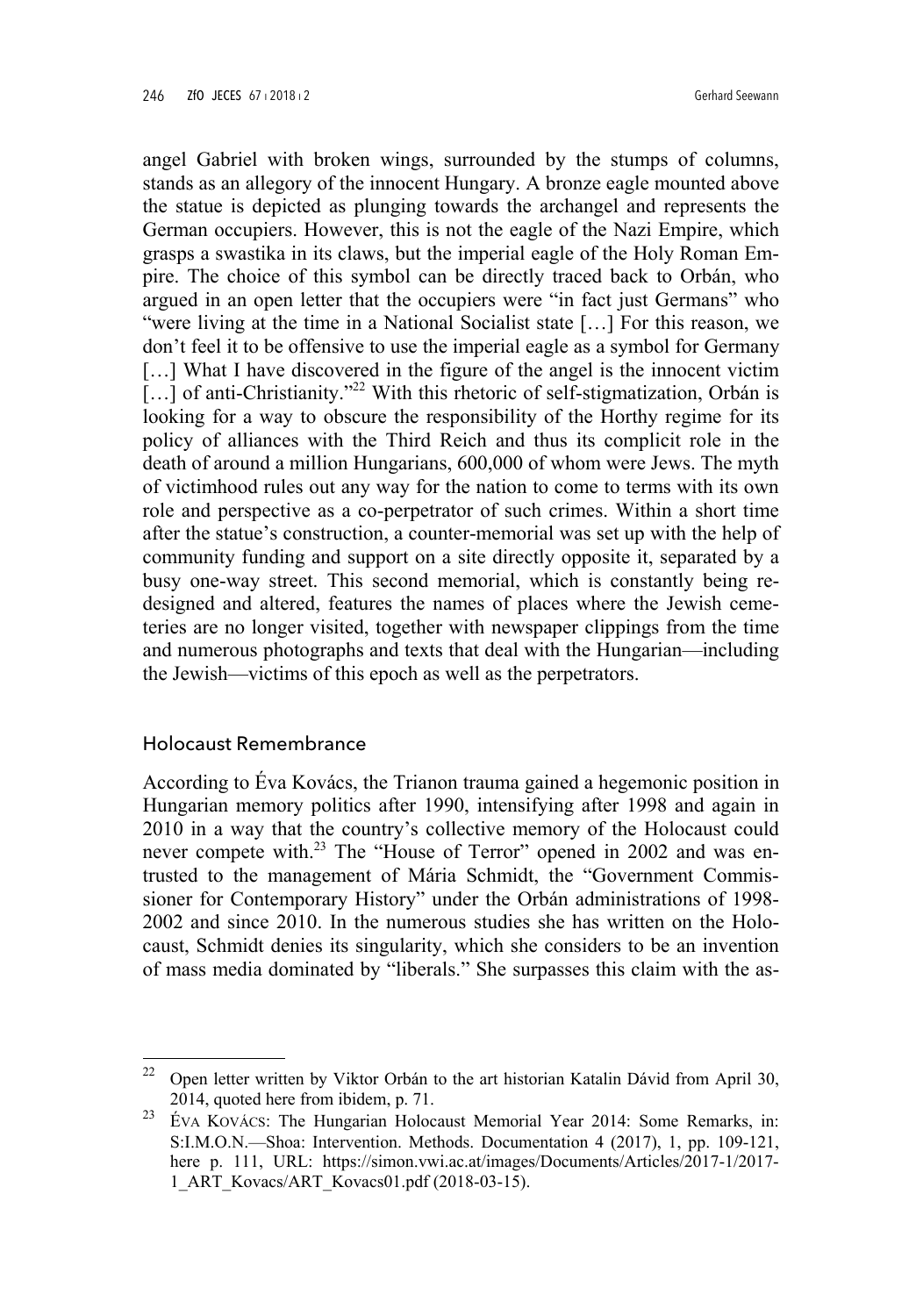angel Gabriel with broken wings, surrounded by the stumps of columns, stands as an allegory of the innocent Hungary. A bronze eagle mounted above the statue is depicted as plunging towards the archangel and represents the German occupiers. However, this is not the eagle of the Nazi Empire, which grasps a swastika in its claws, but the imperial eagle of the Holy Roman Empire. The choice of this symbol can be directly traced back to Orbán, who argued in an open letter that the occupiers were "in fact just Germans" who "were living at the time in a National Socialist state […] For this reason, we don't feel it to be offensive to use the imperial eagle as a symbol for Germany […] What I have discovered in the figure of the angel is the innocent victim […] of anti-Christianity."[22] With this rhetoric of self-stigmatization, Orbán is looking for a way to obscure the responsibility of the Horthy regime for its policy of alliances with the Third Reich and thus its complicit role in the death of around a million Hungarians, 600,000 of whom were Jews. The myth of victimhood rules out any way for the nation to come to terms with its own role and perspective as a co-perpetrator of such crimes. Within a short time after the statue's construction, a counter-memorial was set up with the help of community funding and support on a site directly opposite it, separated by a busy one-way street. This second memorial, which is constantly being redesigned and altered, features the names of places where the Jewish cemeteries are no longer visited, together with newspaper clippings from the time and numerous photographs and texts that deal with the Hungarian—including the Jewish—victims of this epoch as well as the perpetrators.

## Holocaust Remembrance

According to Éva Kovács, the Trianon trauma gained a hegemonic position in Hungarian memory politics after 1990, intensifying after 1998 and again in 2010 in a way that the country's collective memory of the Holocaust could never compete with.[23] The "House of Terror" opened in 2002 and was entrusted to the management of Mária Schmidt, the "Government Commissioner for Contemporary History" under the Orbán administrations of 1998-2002 and since 2010. In the numerous studies she has written on the Holocaust, Schmidt denies its singularity, which she considers to be an invention of mass media dominated by "liberals." She surpasses this claim with the as-

---

[22] Open letter written by Viktor Orbán to the art historian Katalin Dávid from April 30, 2014, quoted here from ibidem, p. 71.

[23] Éva Kovács: The Hungarian Holocaust Memorial Year 2014: Some Remarks, in: S:I.M.O.N.—Shoa: Intervention. Methods. Documentation 4 (2017), 1, pp. 109-121, here p. 111, URL: https://simon.vwi.ac.at/images/Documents/Articles/2017-1/2017-1_ART_Kovacs/ART_Kovacs01.pdf (2018-03-15).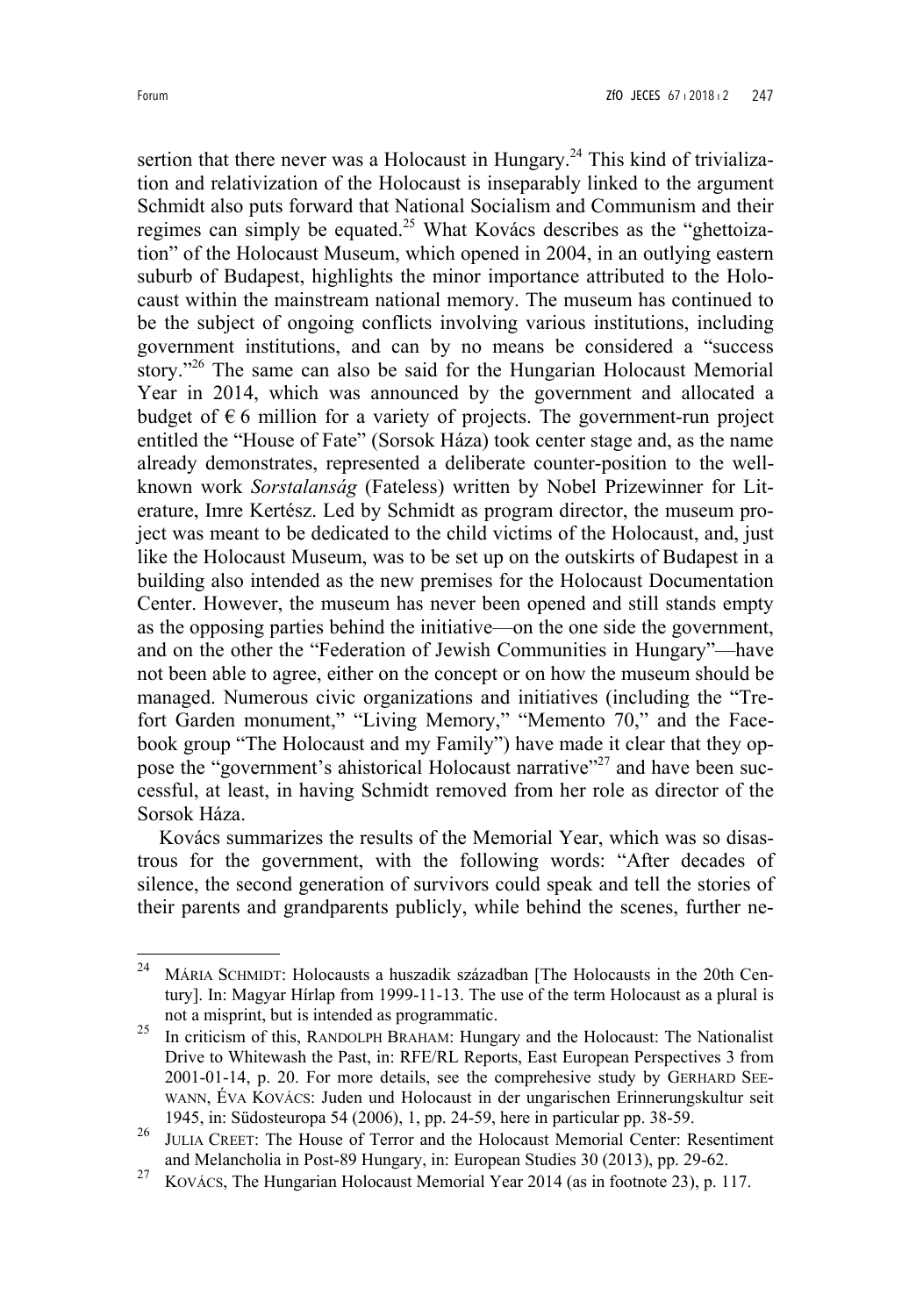sertion that there never was a Holocaust in Hungary.[24] This kind of trivialization and relativization of the Holocaust is inseparably linked to the argument Schmidt also puts forward that National Socialism and Communism and their regimes can simply be equated.[25] What Kovács describes as the "ghettoization" of the Holocaust Museum, which opened in 2004, in an outlying eastern suburb of Budapest, highlights the minor importance attributed to the Holocaust within the mainstream national memory. The museum has continued to be the subject of ongoing conflicts involving various institutions, including government institutions, and can by no means be considered a "success story."[26] The same can also be said for the Hungarian Holocaust Memorial Year in 2014, which was announced by the government and allocated a budget of € 6 million for a variety of projects. The government-run project entitled the "House of Fate" (Sorsok Háza) took center stage and, as the name already demonstrates, represented a deliberate counter-position to the well-known work *Sorstalanság* (Fateless) written by Nobel Prizewinner for Literature, Imre Kertész. Led by Schmidt as program director, the museum project was meant to be dedicated to the child victims of the Holocaust, and, just like the Holocaust Museum, was to be set up on the outskirts of Budapest in a building also intended as the new premises for the Holocaust Documentation Center. However, the museum has never been opened and still stands empty as the opposing parties behind the initiative—on the one side the government, and on the other the "Federation of Jewish Communities in Hungary"—have not been able to agree, either on the concept or on how the museum should be managed. Numerous civic organizations and initiatives (including the "Trefort Garden monument," "Living Memory," "Memento 70," and the Facebook group "The Holocaust and my Family") have made it clear that they oppose the "government's ahistorical Holocaust narrative"[27] and have been successful, at least, in having Schmidt removed from her role as director of the Sorsok Háza.

Kovács summarizes the results of the Memorial Year, which was so disastrous for the government, with the following words: "After decades of silence, the second generation of survivors could speak and tell the stories of their parents and grandparents publicly, while behind the scenes, further ne-

---

[24] MÁRIA SCHMIDT: Holocausts a huszadik században [The Holocausts in the 20th Century]. In: Magyar Hírlap from 1999-11-13. The use of the term Holocaust as a plural is not a misprint, but is intended as programmatic.

[25] In criticism of this, RANDOLPH BRAHAM: Hungary and the Holocaust: The Nationalist Drive to Whitewash the Past, in: RFE/RL Reports, East European Perspectives 3 from 2001-01-14, p. 20. For more details, see the comprehesive study by GERHARD SEEWANN, ÉVA KOVÁCS: Juden und Holocaust in der ungarischen Erinnerungskultur seit 1945, in: Südosteuropa 54 (2006), 1, pp. 24-59, here in particular pp. 38-59.

[26] JULIA CREET: The House of Terror and the Holocaust Memorial Center: Resentiment and Melancholia in Post-89 Hungary, in: European Studies 30 (2013), pp. 29-62.

[27] KOVÁCS, The Hungarian Holocaust Memorial Year 2014 (as in footnote 23), p. 117.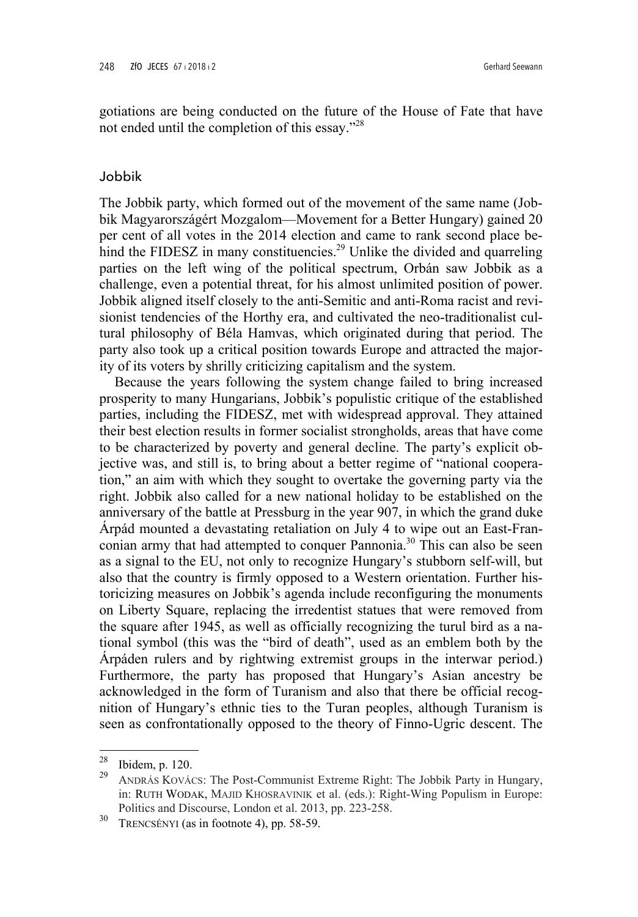gotiations are being conducted on the future of the House of Fate that have not ended until the completion of this essay."[28]

## Jobbik

The Jobbik party, which formed out of the movement of the same name (Jobbik Magyarországért Mozgalom—Movement for a Better Hungary) gained 20 per cent of all votes in the 2014 election and came to rank second place behind the FIDESZ in many constituencies.[29] Unlike the divided and quarreling parties on the left wing of the political spectrum, Orbán saw Jobbik as a challenge, even a potential threat, for his almost unlimited position of power. Jobbik aligned itself closely to the anti-Semitic and anti-Roma racist and revisionist tendencies of the Horthy era, and cultivated the neo-traditionalist cultural philosophy of Béla Hamvas, which originated during that period. The party also took up a critical position towards Europe and attracted the majority of its voters by shrilly criticizing capitalism and the system.

Because the years following the system change failed to bring increased prosperity to many Hungarians, Jobbik's populistic critique of the established parties, including the FIDESZ, met with widespread approval. They attained their best election results in former socialist strongholds, areas that have come to be characterized by poverty and general decline. The party's explicit objective was, and still is, to bring about a better regime of "national cooperation," an aim with which they sought to overtake the governing party via the right. Jobbik also called for a new national holiday to be established on the anniversary of the battle at Pressburg in the year 907, in which the grand duke Árpád mounted a devastating retaliation on July 4 to wipe out an East-Franconian army that had attempted to conquer Pannonia.[30] This can also be seen as a signal to the EU, not only to recognize Hungary's stubborn self-will, but also that the country is firmly opposed to a Western orientation. Further historicizing measures on Jobbik's agenda include reconfiguring the monuments on Liberty Square, replacing the irredentist statues that were removed from the square after 1945, as well as officially recognizing the turul bird as a national symbol (this was the "bird of death", used as an emblem both by the Árpáden rulers and by rightwing extremist groups in the interwar period.) Furthermore, the party has proposed that Hungary's Asian ancestry be acknowledged in the form of Turanism and also that there be official recognition of Hungary's ethnic ties to the Turan peoples, although Turanism is seen as confrontationally opposed to the theory of Finno-Ugric descent. The

---

[28] Ibidem, p. 120.

[29] ANDRÁS KOVÁCS: The Post-Communist Extreme Right: The Jobbik Party in Hungary, in: RUTH WODAK, MAJID KHOSRAVINIK et al. (eds.): Right-Wing Populism in Europe: Politics and Discourse, London et al. 2013, pp. 223-258.

[30] TRENCSÉNYI (as in footnote 4), pp. 58-59.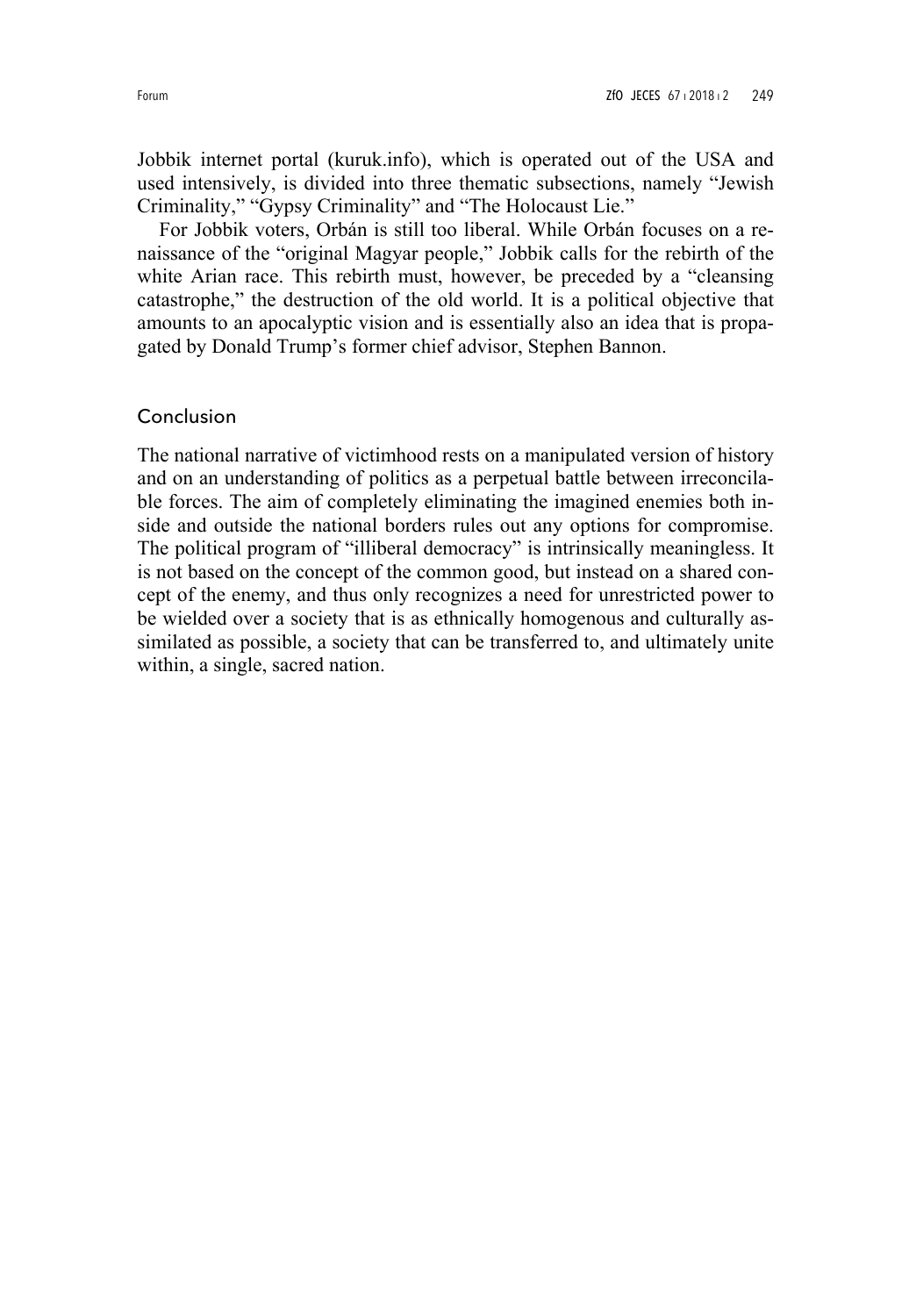Jobbik internet portal (kuruk.info), which is operated out of the USA and used intensively, is divided into three thematic subsections, namely "Jewish Criminality," "Gypsy Criminality" and "The Holocaust Lie."

For Jobbik voters, Orbán is still too liberal. While Orbán focuses on a renaissance of the "original Magyar people," Jobbik calls for the rebirth of the white Arian race. This rebirth must, however, be preceded by a "cleansing catastrophe," the destruction of the old world. It is a political objective that amounts to an apocalyptic vision and is essentially also an idea that is propagated by Donald Trump's former chief advisor, Stephen Bannon.

## Conclusion

The national narrative of victimhood rests on a manipulated version of history and on an understanding of politics as a perpetual battle between irreconcilable forces. The aim of completely eliminating the imagined enemies both inside and outside the national borders rules out any options for compromise. The political program of "illiberal democracy" is intrinsically meaningless. It is not based on the concept of the common good, but instead on a shared concept of the enemy, and thus only recognizes a need for unrestricted power to be wielded over a society that is as ethnically homogenous and culturally assimilated as possible, a society that can be transferred to, and ultimately unite within, a single, sacred nation.